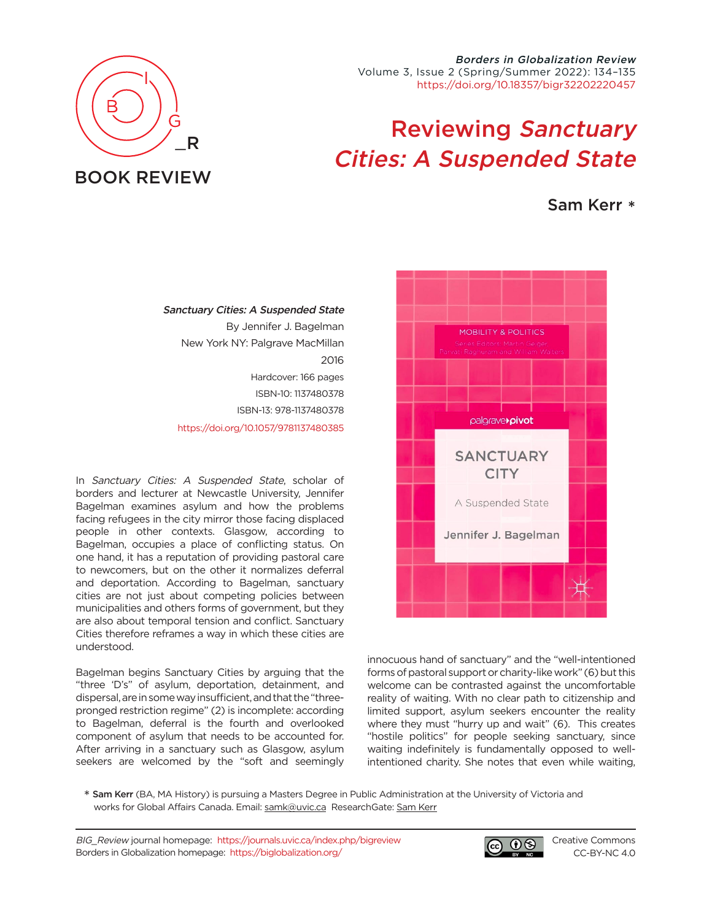BOOK REVIEW

# Reviewing *Sanctuary Cities: A Suspended State*

**Sam Kerr** *

*Sanctuary Cities: A Suspended State*
By Jennifer J. Bagelman
New York NY: Palgrave MacMillan
2016
Hardcover: 166 pages
ISBN-10: 1137480378
ISBN-13: 978-1137480378
https://doi.org/10.1057/9781137480385

In *Sanctuary Cities: A Suspended State*, scholar of borders and lecturer at Newcastle University, Jennifer Bagelman examines asylum and how the problems facing refugees in the city mirror those facing displaced people in other contexts. Glasgow, according to Bagelman, occupies a place of conflicting status. On one hand, it has a reputation of providing pastoral care to newcomers, but on the other it normalizes deferral and deportation. According to Bagelman, sanctuary cities are not just about competing policies between municipalities and others forms of government, but they are also about temporal tension and conflict. Sanctuary Cities therefore reframes a way in which these cities are understood.

Bagelman begins Sanctuary Cities by arguing that the "three 'D's" of asylum, deportation, detainment, and dispersal, are in some way insufficient, and that the "three-pronged restriction regime" (2) is incomplete: according to Bagelman, deferral is the fourth and overlooked component of asylum that needs to be accounted for. After arriving in a sanctuary such as Glasgow, asylum seekers are welcomed by the "soft and seemingly innocuous hand of sanctuary" and the "well-intentioned forms of pastoral support or charity-like work" (6) but this welcome can be contrasted against the uncomfortable reality of waiting. With no clear path to citizenship and limited support, asylum seekers encounter the reality where they must "hurry up and wait" (6). This creates "hostile politics" for people seeking sanctuary, since waiting indefinitely is fundamentally opposed to well-intentioned charity. She notes that even while waiting,

* **Sam Kerr** (BA, MA History) is pursuing a Masters Degree in Public Administration at the University of Victoria and works for Global Affairs Canada. Email: samk@uvic.ca ResearchGate: Sam Kerr

*BIG_Review* journal homepage: https://journals.uvic.ca/index.php/bigreview
Borders in Globalization homepage: https://biglobalization.org/

Creative Commons CC-BY-NC 4.0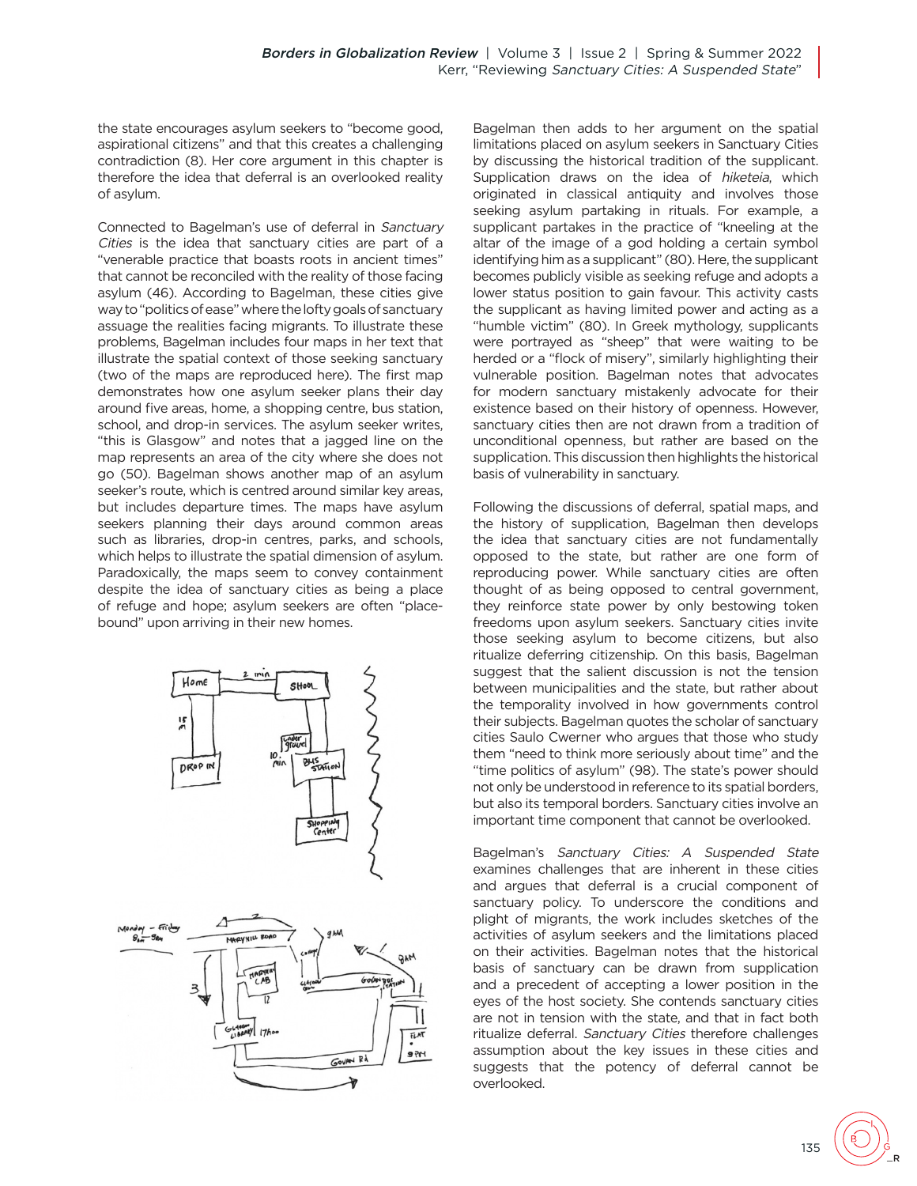the state encourages asylum seekers to "become good, aspirational citizens" and that this creates a challenging contradiction (8). Her core argument in this chapter is therefore the idea that deferral is an overlooked reality of asylum.

Connected to Bagelman's use of deferral in *Sanctuary Cities* is the idea that sanctuary cities are part of a "venerable practice that boasts roots in ancient times" that cannot be reconciled with the reality of those facing asylum (46). According to Bagelman, these cities give way to "politics of ease" where the lofty goals of sanctuary assuage the realities facing migrants. To illustrate these problems, Bagelman includes four maps in her text that illustrate the spatial context of those seeking sanctuary (two of the maps are reproduced here). The first map demonstrates how one asylum seeker plans their day around five areas, home, a shopping centre, bus station, school, and drop-in services. The asylum seeker writes, "this is Glasgow" and notes that a jagged line on the map represents an area of the city where she does not go (50). Bagelman shows another map of an asylum seeker's route, which is centred around similar key areas, but includes departure times. The maps have asylum seekers planning their days around common areas such as libraries, drop-in centres, parks, and schools, which helps to illustrate the spatial dimension of asylum. Paradoxically, the maps seem to convey containment despite the idea of sanctuary cities as being a place of refuge and hope; asylum seekers are often "place-bound" upon arriving in their new homes.

Bagelman then adds to her argument on the spatial limitations placed on asylum seekers in Sanctuary Cities by discussing the historical tradition of the supplicant. Supplication draws on the idea of *hiketeia*, which originated in classical antiquity and involves those seeking asylum partaking in rituals. For example, a supplicant partakes in the practice of "kneeling at the altar of the image of a god holding a certain symbol identifying him as a supplicant" (80). Here, the supplicant becomes publicly visible as seeking refuge and adopts a lower status position to gain favour. This activity casts the supplicant as having limited power and acting as a "humble victim" (80). In Greek mythology, supplicants were portrayed as "sheep" that were waiting to be herded or a "flock of misery", similarly highlighting their vulnerable position. Bagelman notes that advocates for modern sanctuary mistakenly advocate for their existence based on their history of openness. However, sanctuary cities then are not drawn from a tradition of unconditional openness, but rather are based on the supplication. This discussion then highlights the historical basis of vulnerability in sanctuary.

Following the discussions of deferral, spatial maps, and the history of supplication, Bagelman then develops the idea that sanctuary cities are not fundamentally opposed to the state, but rather are one form of reproducing power. While sanctuary cities are often thought of as being opposed to central government, they reinforce state power by only bestowing token freedoms upon asylum seekers. Sanctuary cities invite those seeking asylum to become citizens, but also ritualize deferring citizenship. On this basis, Bagelman suggest that the salient discussion is not the tension between municipalities and the state, but rather about the temporality involved in how governments control their subjects. Bagelman quotes the scholar of sanctuary cities Saulo Cwerner who argues that those who study them "need to think more seriously about time" and the "time politics of asylum" (98). The state's power should not only be understood in reference to its spatial borders, but also its temporal borders. Sanctuary cities involve an important time component that cannot be overlooked.

Bagelman's *Sanctuary Cities: A Suspended State* examines challenges that are inherent in these cities and argues that deferral is a crucial component of sanctuary policy. To underscore the conditions and plight of migrants, the work includes sketches of the activities of asylum seekers and the limitations placed on their activities. Bagelman notes that the historical basis of sanctuary can be drawn from supplication and a precedent of accepting a lower position in the eyes of the host society. She contends sanctuary cities are not in tension with the state, and that in fact both ritualize deferral. *Sanctuary Cities* therefore challenges assumption about the key issues in these cities and suggests that the potency of deferral cannot be overlooked.